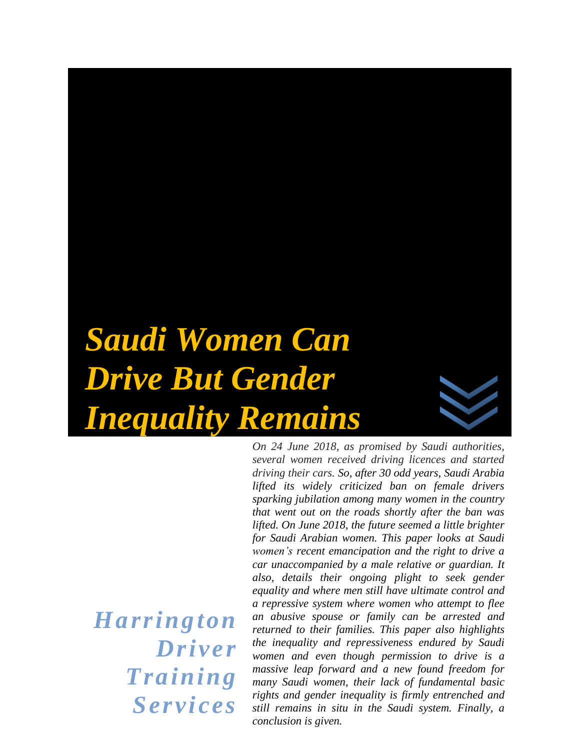# *Saudi Women Can Drive But Gender Inequality Remains*

***Harrington Driver Training Services***

*On 24 June 2018, as promised by Saudi authorities, several women received driving licences and started driving their cars. So, after 30 odd years, Saudi Arabia lifted its widely criticized ban on female drivers sparking jubilation among many women in the country that went out on the roads shortly after the ban was lifted. On June 2018, the future seemed a little brighter for Saudi Arabian women. This paper looks at Saudi women's recent emancipation and the right to drive a car unaccompanied by a male relative or guardian. It also, details their ongoing plight to seek gender equality and where men still have ultimate control and a repressive system where women who attempt to flee an abusive spouse or family can be arrested and returned to their families. This paper also highlights the inequality and repressiveness endured by Saudi women and even though permission to drive is a massive leap forward and a new found freedom for many Saudi women, their lack of fundamental basic rights and gender inequality is firmly entrenched and still remains in situ in the Saudi system. Finally, a conclusion is given.*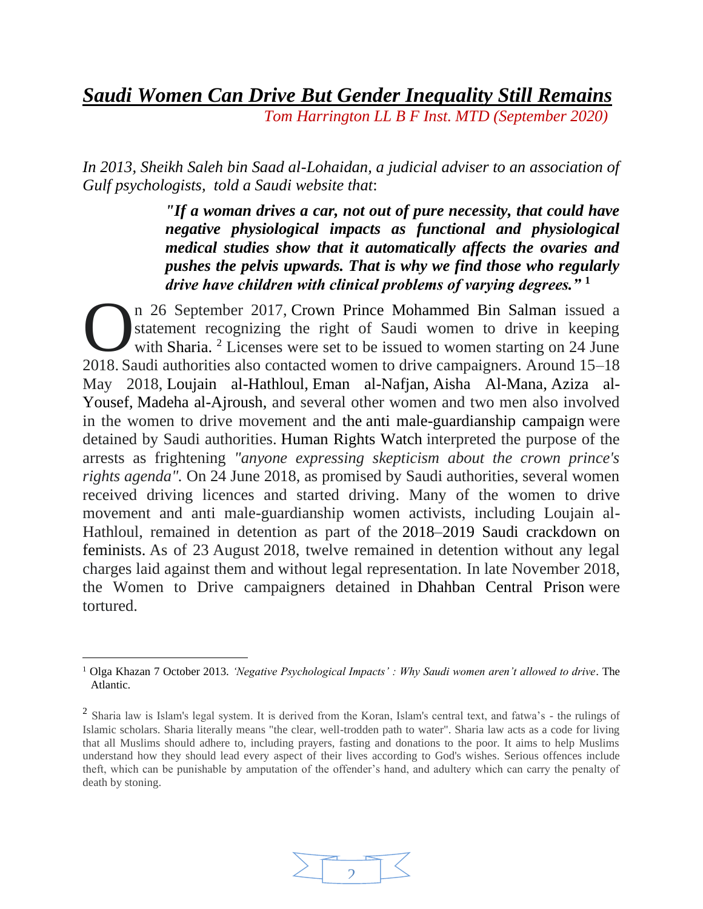# ***Saudi Women Can Drive But Gender Inequality Still Remains***

*Tom Harrington LL B F Inst. MTD (September 2020)*

*In 2013, Sheikh Saleh bin Saad al-Lohaidan, a judicial adviser to an association of Gulf psychologists, told a Saudi website that*:

> ***"If a woman drives a car, not out of pure necessity, that could have negative physiological impacts as functional and physiological medical studies show that it automatically affects the ovaries and pushes the pelvis upwards. That is why we find those who regularly drive have children with clinical problems of varying degrees."*** [1]

On 26 September 2017, Crown Prince Mohammed Bin Salman issued a statement recognizing the right of Saudi women to drive in keeping with Sharia. [2] Licenses were set to be issued to women starting on 24 June 2018. Saudi authorities also contacted women to drive campaigners. Around 15–18 May 2018, Loujain al-Hathloul, Eman al-Nafjan, Aisha Al-Mana, Aziza al-Yousef, Madeha al-Ajroush, and several other women and two men also involved in the women to drive movement and the anti male-guardianship campaign were detained by Saudi authorities. Human Rights Watch interpreted the purpose of the arrests as frightening *"anyone expressing skepticism about the crown prince's rights agenda".* On 24 June 2018, as promised by Saudi authorities, several women received driving licences and started driving. Many of the women to drive movement and anti male-guardianship women activists, including Loujain al-Hathloul, remained in detention as part of the 2018–2019 Saudi crackdown on feminists. As of 23 August 2018, twelve remained in detention without any legal charges laid against them and without legal representation. In late November 2018, the Women to Drive campaigners detained in Dhahban Central Prison were tortured.

---

[1] Olga Khazan 7 October 2013. *'Negative Psychological Impacts' : Why Saudi women aren't allowed to drive*. The Atlantic.

[2] Sharia law is Islam's legal system. It is derived from the Koran, Islam's central text, and fatwa's - the rulings of Islamic scholars. Sharia literally means "the clear, well-trodden path to water". Sharia law acts as a code for living that all Muslims should adhere to, including prayers, fasting and donations to the poor. It aims to help Muslims understand how they should lead every aspect of their lives according to God's wishes. Serious offences include theft, which can be punishable by amputation of the offender's hand, and adultery which can carry the penalty of death by stoning.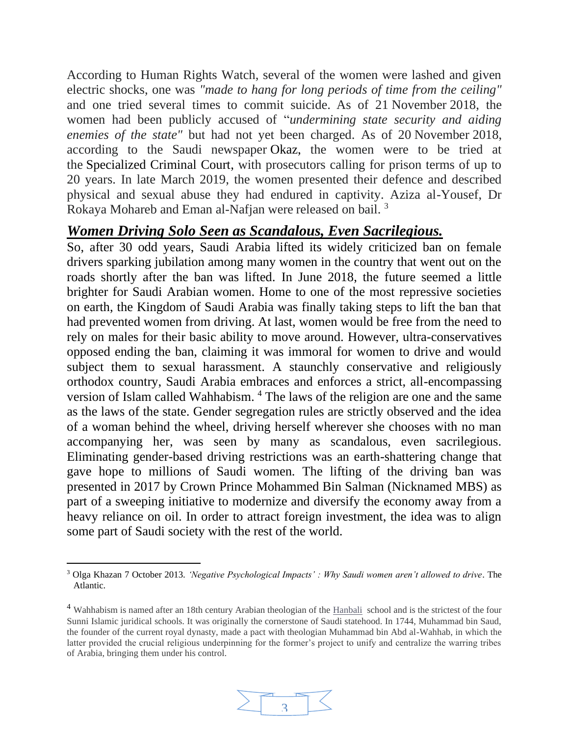According to Human Rights Watch, several of the women were lashed and given electric shocks, one was *"made to hang for long periods of time from the ceiling"* and one tried several times to commit suicide. As of 21 November 2018, the women had been publicly accused of "*undermining state security and aiding enemies of the state"* but had not yet been charged. As of 20 November 2018, according to the Saudi newspaper Okaz, the women were to be tried at the Specialized Criminal Court, with prosecutors calling for prison terms of up to 20 years. In late March 2019, the women presented their defence and described physical and sexual abuse they had endured in captivity. Aziza al-Yousef, Dr Rokaya Mohareb and Eman al-Nafjan were released on bail. [3]

## ***Women Driving Solo Seen as Scandalous, Even Sacrilegious.***

So, after 30 odd years, Saudi Arabia lifted its widely criticized ban on female drivers sparking jubilation among many women in the country that went out on the roads shortly after the ban was lifted. In June 2018, the future seemed a little brighter for Saudi Arabian women. Home to one of the most repressive societies on earth, the Kingdom of Saudi Arabia was finally taking steps to lift the ban that had prevented women from driving. At last, women would be free from the need to rely on males for their basic ability to move around. However, ultra-conservatives opposed ending the ban, claiming it was immoral for women to drive and would subject them to sexual harassment. A staunchly conservative and religiously orthodox country, Saudi Arabia embraces and enforces a strict, all-encompassing version of Islam called Wahhabism. [4] The laws of the religion are one and the same as the laws of the state. Gender segregation rules are strictly observed and the idea of a woman behind the wheel, driving herself wherever she chooses with no man accompanying her, was seen by many as scandalous, even sacrilegious. Eliminating gender-based driving restrictions was an earth-shattering change that gave hope to millions of Saudi women. The lifting of the driving ban was presented in 2017 by Crown Prince Mohammed Bin Salman (Nicknamed MBS) as part of a sweeping initiative to modernize and diversify the economy away from a heavy reliance on oil. In order to attract foreign investment, the idea was to align some part of Saudi society with the rest of the world.

---

[3] Olga Khazan 7 October 2013. *'Negative Psychological Impacts' : Why Saudi women aren't allowed to drive*. The Atlantic.

[4] Wahhabism is named after an 18th century Arabian theologian of the Hanbali school and is the strictest of the four Sunni Islamic juridical schools. It was originally the cornerstone of Saudi statehood. In 1744, Muhammad bin Saud, the founder of the current royal dynasty, made a pact with theologian Muhammad bin Abd al-Wahhab, in which the latter provided the crucial religious underpinning for the former's project to unify and centralize the warring tribes of Arabia, bringing them under his control.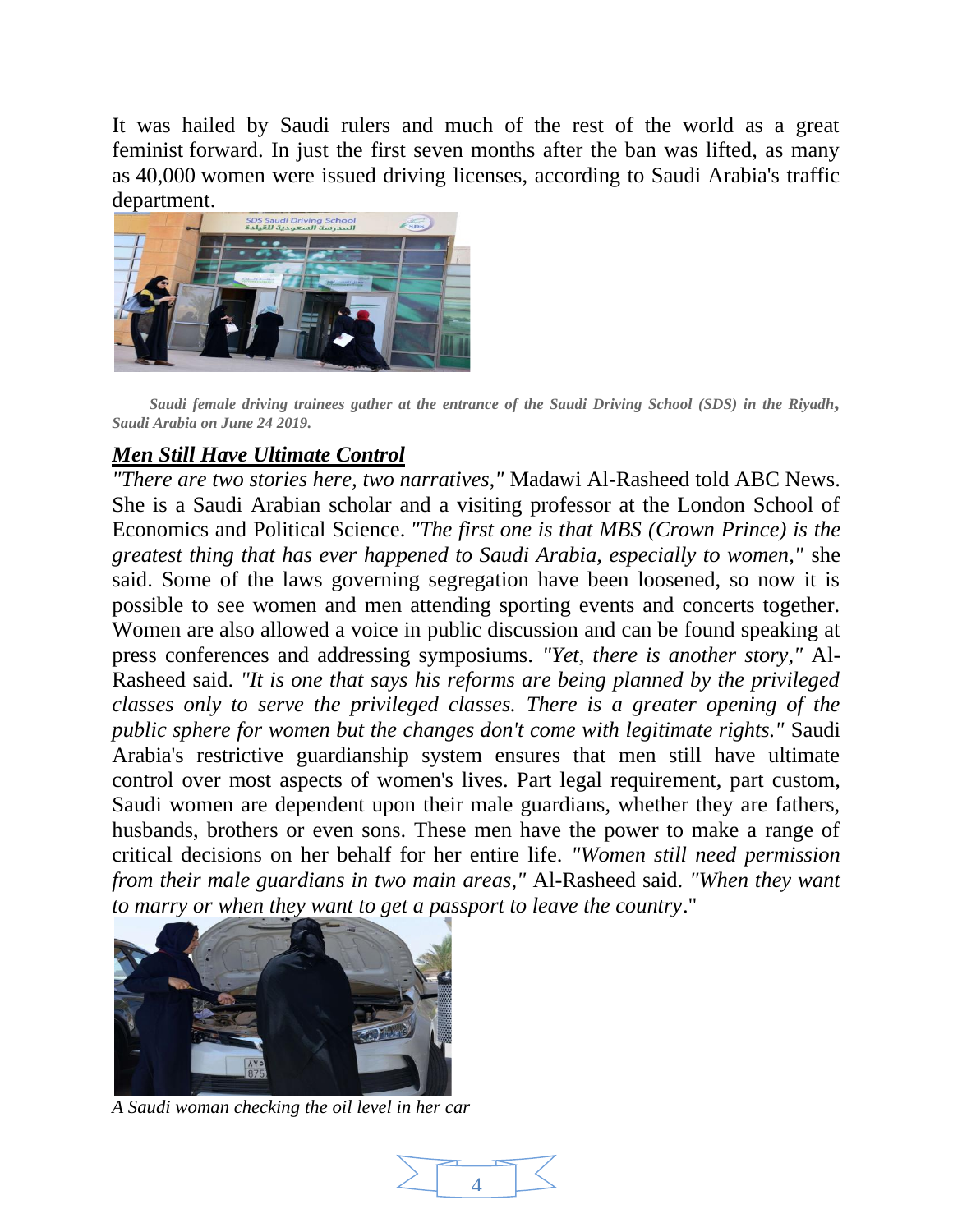It was hailed by Saudi rulers and much of the rest of the world as a great feminist forward. In just the first seven months after the ban was lifted, as many as 40,000 women were issued driving licenses, according to Saudi Arabia's traffic department.

***Saudi female driving trainees gather at the entrance of the Saudi Driving School (SDS) in the Riyadh, Saudi Arabia on June 24 2019.***

## ***Men Still Have Ultimate Control***

*"There are two stories here, two narratives,"* Madawi Al-Rasheed told ABC News. She is a Saudi Arabian scholar and a visiting professor at the London School of Economics and Political Science. *"The first one is that MBS (Crown Prince) is the greatest thing that has ever happened to Saudi Arabia, especially to women,"* she said. Some of the laws governing segregation have been loosened, so now it is possible to see women and men attending sporting events and concerts together. Women are also allowed a voice in public discussion and can be found speaking at press conferences and addressing symposiums. *"Yet, there is another story,"* Al-Rasheed said. *"It is one that says his reforms are being planned by the privileged classes only to serve the privileged classes. There is a greater opening of the public sphere for women but the changes don't come with legitimate rights."* Saudi Arabia's restrictive guardianship system ensures that men still have ultimate control over most aspects of women's lives. Part legal requirement, part custom, Saudi women are dependent upon their male guardians, whether they are fathers, husbands, brothers or even sons. These men have the power to make a range of critical decisions on her behalf for her entire life. *"Women still need permission from their male guardians in two main areas,"* Al-Rasheed said. *"When they want to marry or when they want to get a passport to leave the country*."

*A Saudi woman checking the oil level in her car*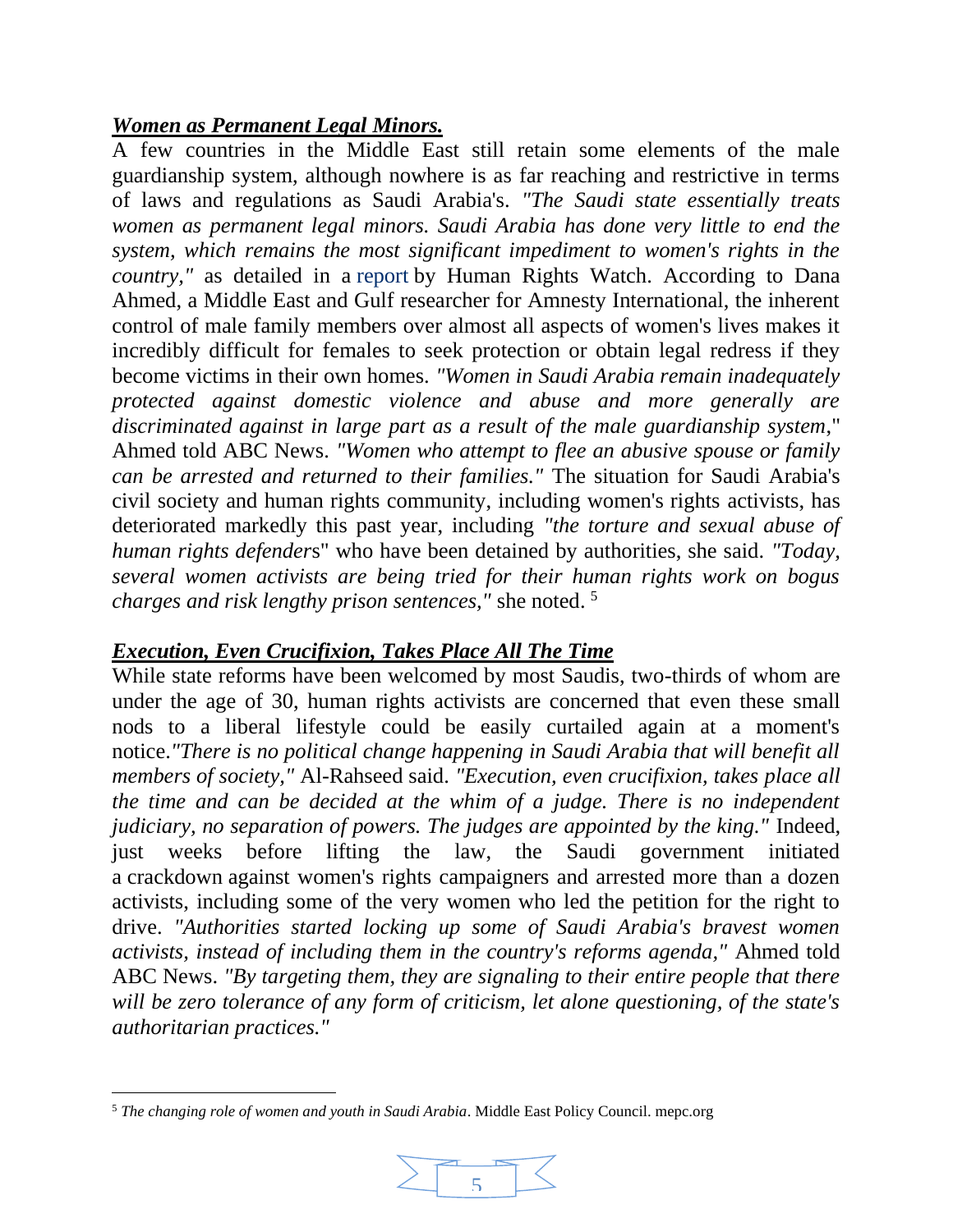***<u>Women as Permanent Legal Minors.</u>***

A few countries in the Middle East still retain some elements of the male guardianship system, although nowhere is as far reaching and restrictive in terms of laws and regulations as Saudi Arabia's. *"The Saudi state essentially treats women as permanent legal minors. Saudi Arabia has done very little to end the system, which remains the most significant impediment to women's rights in the country,"* as detailed in a report by Human Rights Watch. According to Dana Ahmed, a Middle East and Gulf researcher for Amnesty International, the inherent control of male family members over almost all aspects of women's lives makes it incredibly difficult for females to seek protection or obtain legal redress if they become victims in their own homes. *"Women in Saudi Arabia remain inadequately protected against domestic violence and abuse and more generally are discriminated against in large part as a result of the male guardianship system,"* Ahmed told ABC News. *"Women who attempt to flee an abusive spouse or family can be arrested and returned to their families."* The situation for Saudi Arabia's civil society and human rights community, including women's rights activists, has deteriorated markedly this past year, including *"the torture and sexual abuse of human rights defenders"* who have been detained by authorities, she said. *"Today, several women activists are being tried for their human rights work on bogus charges and risk lengthy prison sentences,"* she noted. [5]

***<u>Execution, Even Crucifixion, Takes Place All The Time</u>***

While state reforms have been welcomed by most Saudis, two-thirds of whom are under the age of 30, human rights activists are concerned that even these small nods to a liberal lifestyle could be easily curtailed again at a moment's notice.*"There is no political change happening in Saudi Arabia that will benefit all members of society,"* Al-Rahseed said. *"Execution, even crucifixion, takes place all the time and can be decided at the whim of a judge. There is no independent judiciary, no separation of powers. The judges are appointed by the king."* Indeed, just weeks before lifting the law, the Saudi government initiated a crackdown against women's rights campaigners and arrested more than a dozen activists, including some of the very women who led the petition for the right to drive. *"Authorities started locking up some of Saudi Arabia's bravest women activists, instead of including them in the country's reforms agenda,"* Ahmed told ABC News. *"By targeting them, they are signaling to their entire people that there will be zero tolerance of any form of criticism, let alone questioning, of the state's authoritarian practices."*

---

[5] *The changing role of women and youth in Saudi Arabia*. Middle East Policy Council. mepc.org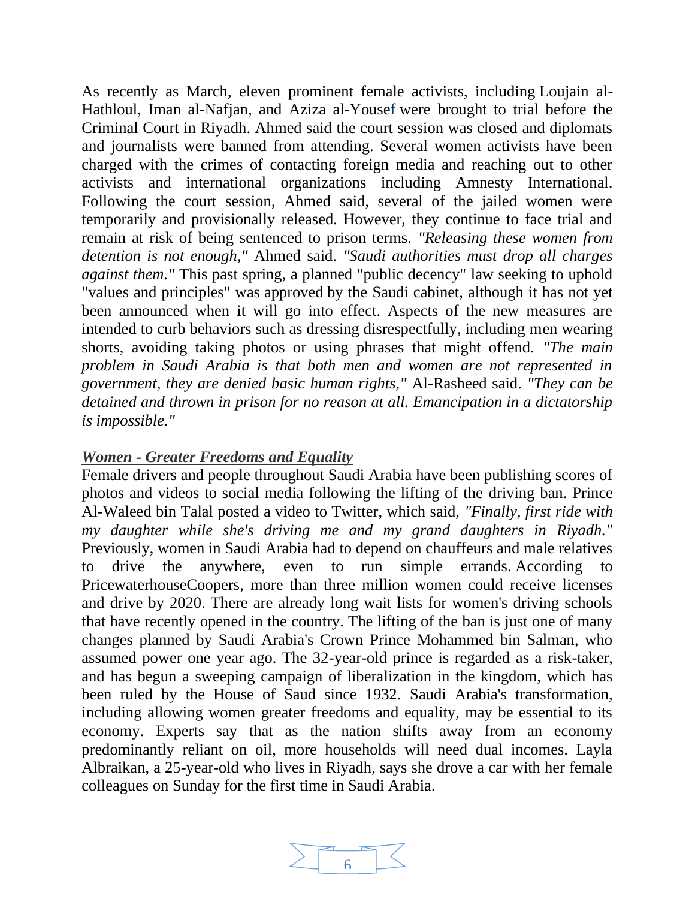As recently as March, eleven prominent female activists, including Loujain al-Hathloul, Iman al-Nafjan, and Aziza al-Yousef were brought to trial before the Criminal Court in Riyadh. Ahmed said the court session was closed and diplomats and journalists were banned from attending. Several women activists have been charged with the crimes of contacting foreign media and reaching out to other activists and international organizations including Amnesty International. Following the court session, Ahmed said, several of the jailed women were temporarily and provisionally released. However, they continue to face trial and remain at risk of being sentenced to prison terms. *"Releasing these women from detention is not enough,"* Ahmed said. *"Saudi authorities must drop all charges against them."* This past spring, a planned "public decency" law seeking to uphold "values and principles" was approved by the Saudi cabinet, although it has not yet been announced when it will go into effect. Aspects of the new measures are intended to curb behaviors such as dressing disrespectfully, including men wearing shorts, avoiding taking photos or using phrases that might offend. *"The main problem in Saudi Arabia is that both men and women are not represented in government, they are denied basic human rights,"* Al-Rasheed said. *"They can be detained and thrown in prison for no reason at all. Emancipation in a dictatorship is impossible."*

***Women - Greater Freedoms and Equality***

Female drivers and people throughout Saudi Arabia have been publishing scores of photos and videos to social media following the lifting of the driving ban. Prince Al-Waleed bin Talal posted a video to Twitter, which said, *"Finally, first ride with my daughter while she's driving me and my grand daughters in Riyadh."* Previously, women in Saudi Arabia had to depend on chauffeurs and male relatives to drive the anywhere, even to run simple errands. According to PricewaterhouseCoopers, more than three million women could receive licenses and drive by 2020. There are already long wait lists for women's driving schools that have recently opened in the country. The lifting of the ban is just one of many changes planned by Saudi Arabia's Crown Prince Mohammed bin Salman, who assumed power one year ago. The 32-year-old prince is regarded as a risk-taker, and has begun a sweeping campaign of liberalization in the kingdom, which has been ruled by the House of Saud since 1932. Saudi Arabia's transformation, including allowing women greater freedoms and equality, may be essential to its economy. Experts say that as the nation shifts away from an economy predominantly reliant on oil, more households will need dual incomes. Layla Albraikan, a 25-year-old who lives in Riyadh, says she drove a car with her female colleagues on Sunday for the first time in Saudi Arabia.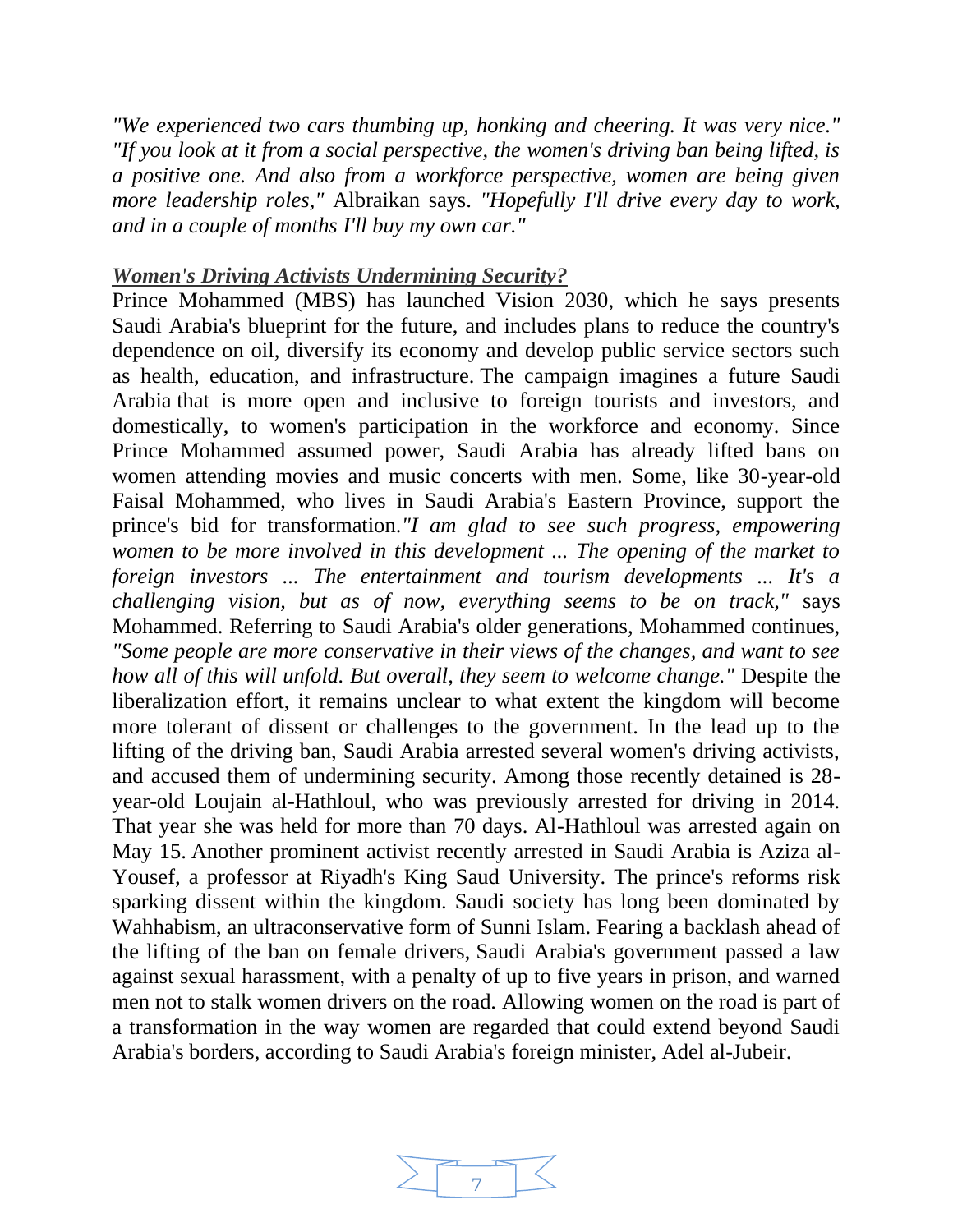*"We experienced two cars thumbing up, honking and cheering. It was very nice." "If you look at it from a social perspective, the women's driving ban being lifted, is a positive one. And also from a workforce perspective, women are being given more leadership roles,"* Albraikan says. *"Hopefully I'll drive every day to work, and in a couple of months I'll buy my own car."*

***Women's Driving Activists Undermining Security?***

Prince Mohammed (MBS) has launched Vision 2030, which he says presents Saudi Arabia's blueprint for the future, and includes plans to reduce the country's dependence on oil, diversify its economy and develop public service sectors such as health, education, and infrastructure. The campaign imagines a future Saudi Arabia that is more open and inclusive to foreign tourists and investors, and domestically, to women's participation in the workforce and economy. Since Prince Mohammed assumed power, Saudi Arabia has already lifted bans on women attending movies and music concerts with men. Some, like 30-year-old Faisal Mohammed, who lives in Saudi Arabia's Eastern Province, support the prince's bid for transformation.*"I am glad to see such progress, empowering women to be more involved in this development ... The opening of the market to foreign investors ... The entertainment and tourism developments ... It's a challenging vision, but as of now, everything seems to be on track,"* says Mohammed. Referring to Saudi Arabia's older generations, Mohammed continues, *"Some people are more conservative in their views of the changes, and want to see how all of this will unfold. But overall, they seem to welcome change."* Despite the liberalization effort, it remains unclear to what extent the kingdom will become more tolerant of dissent or challenges to the government. In the lead up to the lifting of the driving ban, Saudi Arabia arrested several women's driving activists, and accused them of undermining security. Among those recently detained is 28-year-old Loujain al-Hathloul, who was previously arrested for driving in 2014. That year she was held for more than 70 days. Al-Hathloul was arrested again on May 15. Another prominent activist recently arrested in Saudi Arabia is Aziza al-Yousef, a professor at Riyadh's King Saud University. The prince's reforms risk sparking dissent within the kingdom. Saudi society has long been dominated by Wahhabism, an ultraconservative form of Sunni Islam. Fearing a backlash ahead of the lifting of the ban on female drivers, Saudi Arabia's government passed a law against sexual harassment, with a penalty of up to five years in prison, and warned men not to stalk women drivers on the road. Allowing women on the road is part of a transformation in the way women are regarded that could extend beyond Saudi Arabia's borders, according to Saudi Arabia's foreign minister, Adel al-Jubeir.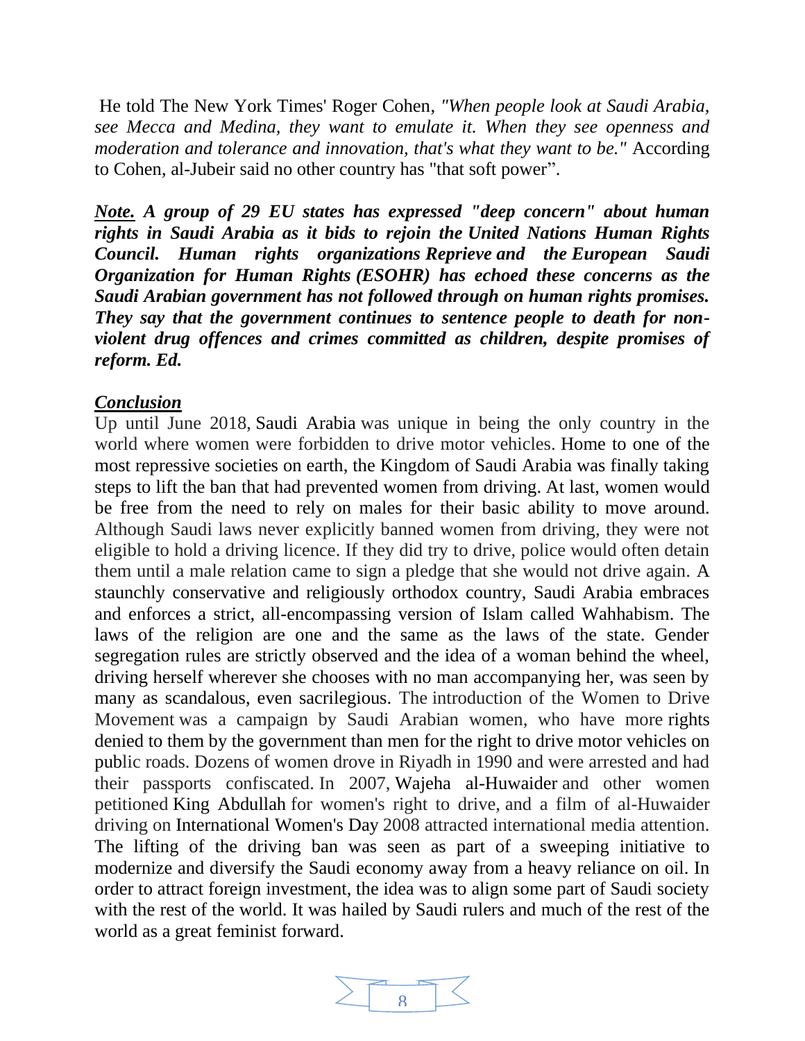He told The New York Times' Roger Cohen, *"When people look at Saudi Arabia, see Mecca and Medina, they want to emulate it. When they see openness and moderation and tolerance and innovation, that's what they want to be."* According to Cohen, al-Jubeir said no other country has "that soft power".

***Note.*** ***A group of 29 EU states has expressed "deep concern" about human rights in Saudi Arabia as it bids to rejoin the United Nations Human Rights Council. Human rights organizations Reprieve and the European Saudi Organization for Human Rights (ESOHR) has echoed these concerns as the Saudi Arabian government has not followed through on human rights promises. They say that the government continues to sentence people to death for non-violent drug offences and crimes committed as children, despite promises of reform. Ed.***

***Conclusion***

Up until June 2018, Saudi Arabia was unique in being the only country in the world where women were forbidden to drive motor vehicles. Home to one of the most repressive societies on earth, the Kingdom of Saudi Arabia was finally taking steps to lift the ban that had prevented women from driving. At last, women would be free from the need to rely on males for their basic ability to move around. Although Saudi laws never explicitly banned women from driving, they were not eligible to hold a driving licence. If they did try to drive, police would often detain them until a male relation came to sign a pledge that she would not drive again. A staunchly conservative and religiously orthodox country, Saudi Arabia embraces and enforces a strict, all-encompassing version of Islam called Wahhabism. The laws of the religion are one and the same as the laws of the state. Gender segregation rules are strictly observed and the idea of a woman behind the wheel, driving herself wherever she chooses with no man accompanying her, was seen by many as scandalous, even sacrilegious. The introduction of the Women to Drive Movement was a campaign by Saudi Arabian women, who have more rights denied to them by the government than men for the right to drive motor vehicles on public roads. Dozens of women drove in Riyadh in 1990 and were arrested and had their passports confiscated. In 2007, Wajeha al-Huwaider and other women petitioned King Abdullah for women's right to drive, and a film of al-Huwaider driving on International Women's Day 2008 attracted international media attention. The lifting of the driving ban was seen as part of a sweeping initiative to modernize and diversify the Saudi economy away from a heavy reliance on oil. In order to attract foreign investment, the idea was to align some part of Saudi society with the rest of the world. It was hailed by Saudi rulers and much of the rest of the world as a great feminist forward.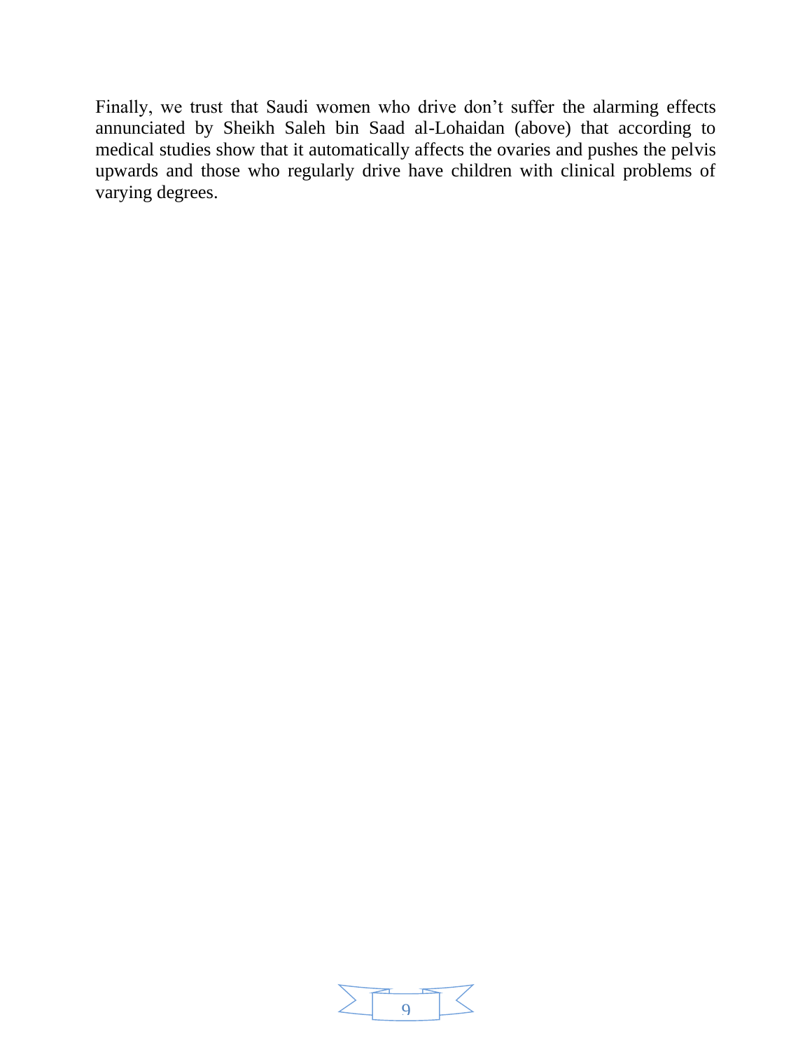Finally, we trust that Saudi women who drive don't suffer the alarming effects annunciated by Sheikh Saleh bin Saad al-Lohaidan (above) that according to medical studies show that it automatically affects the ovaries and pushes the pelvis upwards and those who regularly drive have children with clinical problems of varying degrees.